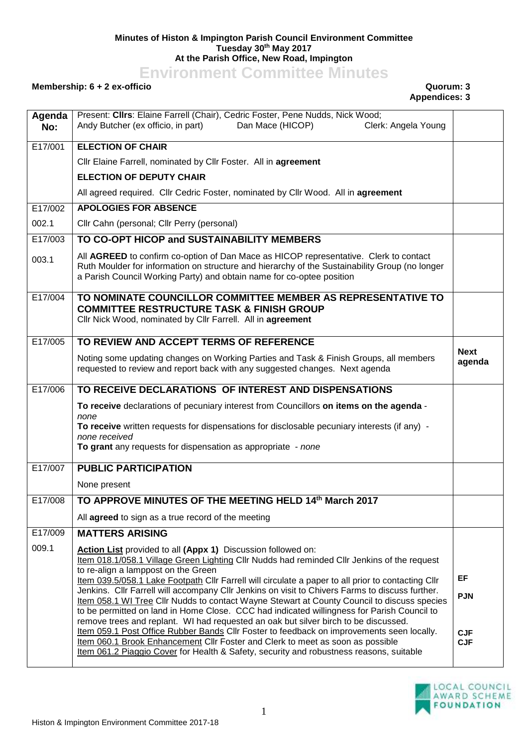**Minutes of Histon & Impington Parish Council Environment Committee**
**Tuesday 30th May 2017**
**At the Parish Office, New Road, Impington**

# Environment Committee Minutes

**Membership: 6 + 2 ex-officio** **Quorum: 3**
**Appendices: 3**

| Agenda No: | Present: **Cllrs**: Elaine Farrell (Chair), Cedric Foster, Pene Nudds, Nick Wood; Andy Butcher (ex officio, in part) Dan Mace (HICOP) Clerk: Angela Young | |
|---|---|---|
| E17/001 | **ELECTION OF CHAIR** | |
| | Cllr Elaine Farrell, nominated by Cllr Foster. All in **agreement** | |
| | **ELECTION OF DEPUTY CHAIR** | |
| | All agreed required. Cllr Cedric Foster, nominated by Cllr Wood. All in **agreement** | |
| E17/002 | **APOLOGIES FOR ABSENCE** | |
| 002.1 | Cllr Cahn (personal; Cllr Perry (personal) | |
| E17/003 | **TO CO-OPT HICOP and SUSTAINABILITY MEMBERS** | |
| 003.1 | All **AGREED** to confirm co-option of Dan Mace as HICOP representative. Clerk to contact Ruth Moulder for information on structure and hierarchy of the Sustainability Group (no longer a Parish Council Working Party) and obtain name for co-optee position | |
| E17/004 | **TO NOMINATE COUNCILLOR COMMITTEE MEMBER AS REPRESENTATIVE TO COMMITTEE RESTRUCTURE TASK & FINISH GROUP** Cllr Nick Wood, nominated by Cllr Farrell. All in **agreement** | |
| E17/005 | **TO REVIEW AND ACCEPT TERMS OF REFERENCE** | |
| | Noting some updating changes on Working Parties and Task & Finish Groups, all members requested to review and report back with any suggested changes. Next agenda | **Next agenda** |
| E17/006 | **TO RECEIVE DECLARATIONS OF INTEREST AND DISPENSATIONS** | |
| | **To receive** declarations of pecuniary interest from Councillors **on items on the agenda** - *none* **To receive** written requests for dispensations for disclosable pecuniary interests (if any) - *none received* **To grant** any requests for dispensation as appropriate - *none* | |
| E17/007 | **PUBLIC PARTICIPATION** | |
| | None present | |
| E17/008 | **TO APPROVE MINUTES OF THE MEETING HELD 14th March 2017** | |
| | All **agreed** to sign as a true record of the meeting | |
| E17/009 | **MATTERS ARISING** | |
| 009.1 | <u>Action List</u> provided to all **(Appx 1)** Discussion followed on: <u>Item 018.1/058.1 Village Green Lighting</u> Cllr Nudds had reminded Cllr Jenkins of the request to re-align a lamppost on the Green <u>Item 039.5/058.1 Lake Footpath</u> Cllr Farrell will circulate a paper to all prior to contacting Cllr Jenkins. Cllr Farrell will accompany Cllr Jenkins on visit to Chivers Farms to discuss further. <u>Item 058.1 WI Tree</u> Cllr Nudds to contact Wayne Stewart at County Council to discuss species to be permitted on land in Home Close. CCC had indicated willingness for Parish Council to remove trees and replant. WI had requested an oak but silver birch to be discussed. <u>Item 059.1 Post Office Rubber Bands</u> Cllr Foster to feedback on improvements seen locally. <u>Item 060.1 Brook Enhancement</u> Cllr Foster and Clerk to meet as soon as possible <u>Item 061.2 Piaggio Cover</u> for Health & Safety, security and robustness reasons, suitable | EF PJN CJF CJF |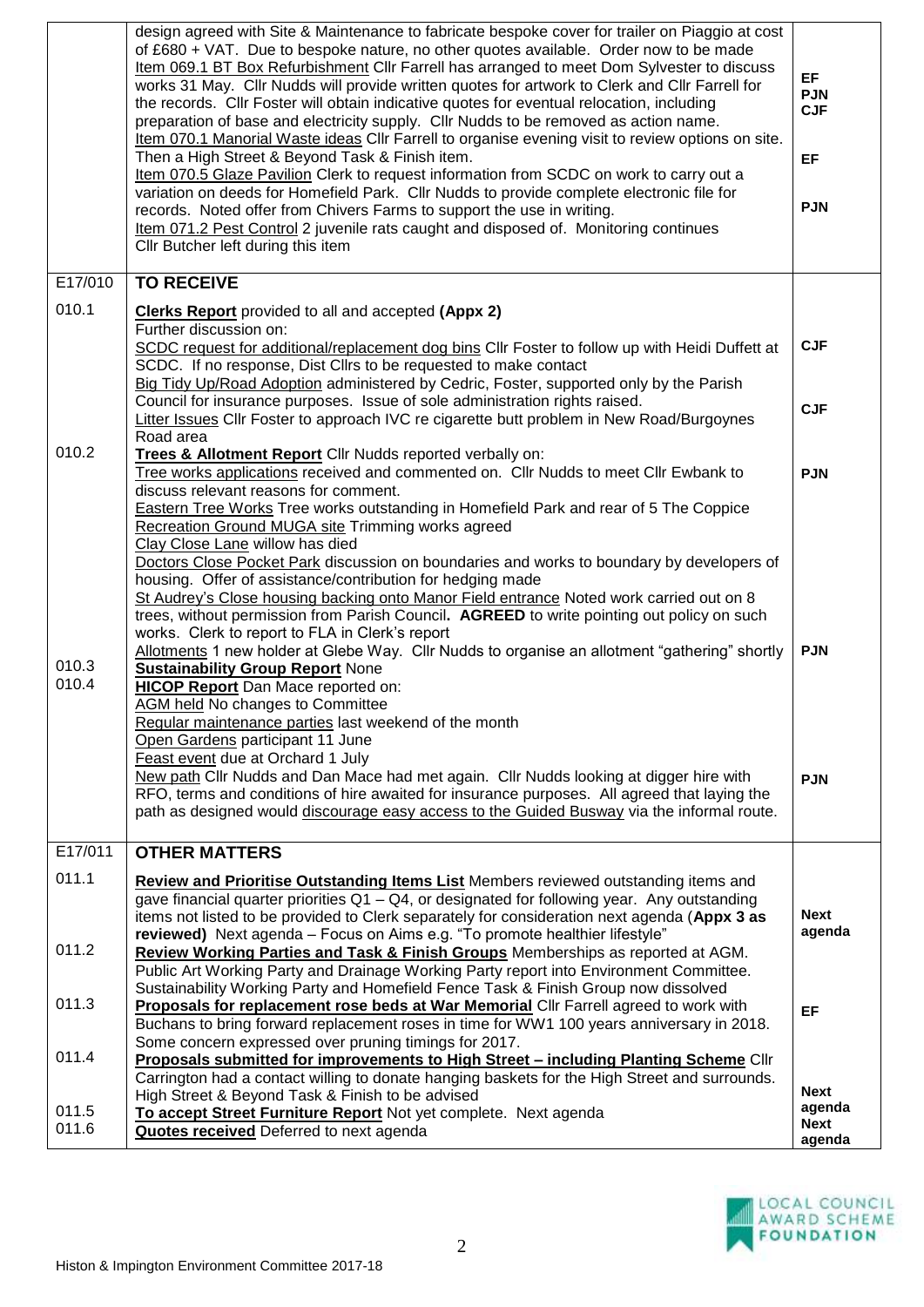| | | |
|---|---|---|
| | design agreed with Site & Maintenance to fabricate bespoke cover for trailer on Piaggio at cost of £680 + VAT. Due to bespoke nature, no other quotes available. Order now to be made<br>Item 069.1 BT Box Refurbishment Cllr Farrell has arranged to meet Dom Sylvester to discuss works 31 May. Cllr Nudds will provide written quotes for artwork to Clerk and Cllr Farrell for the records. Cllr Foster will obtain indicative quotes for eventual relocation, including preparation of base and electricity supply. Cllr Nudds to be removed as action name.<br>Item 070.1 Manorial Waste ideas Cllr Farrell to organise evening visit to review options on site. Then a High Street & Beyond Task & Finish item.<br>Item 070.5 Glaze Pavilion Clerk to request information from SCDC on work to carry out a variation on deeds for Homefield Park. Cllr Nudds to provide complete electronic file for records. Noted offer from Chivers Farms to support the use in writing.<br>Item 071.2 Pest Control 2 juvenile rats caught and disposed of. Monitoring continues<br>Cllr Butcher left during this item | EF<br>PJN<br>CJF<br><br>EF<br><br>PJN |
| E17/010 | **TO RECEIVE** | |
| 010.1 | **Clerks Report** provided to all and accepted **(Appx 2)**<br>Further discussion on:<br>SCDC request for additional/replacement dog bins Cllr Foster to follow up with Heidi Duffett at SCDC. If no response, Dist Cllrs to be requested to make contact<br>Big Tidy Up/Road Adoption administered by Cedric, Foster, supported only by the Parish Council for insurance purposes. Issue of sole administration rights raised.<br>Litter Issues Cllr Foster to approach IVC re cigarette butt problem in New Road/Burgoynes Road area | CJF<br><br>CJF |
| 010.2 | **Trees & Allotment Report** Cllr Nudds reported verbally on:<br>Tree works applications received and commented on. Cllr Nudds to meet Cllr Ewbank to discuss relevant reasons for comment.<br>Eastern Tree Works Tree works outstanding in Homefield Park and rear of 5 The Coppice<br>Recreation Ground MUGA site Trimming works agreed<br>Clay Close Lane willow has died<br>Doctors Close Pocket Park discussion on boundaries and works to boundary by developers of housing. Offer of assistance/contribution for hedging made<br>St Audrey's Close housing backing onto Manor Field entrance Noted work carried out on 8 trees, without permission from Parish Council. **AGREED** to write pointing out policy on such works. Clerk to report to FLA in Clerk's report<br>Allotments 1 new holder at Glebe Way. Cllr Nudds to organise an allotment "gathering" shortly | PJN<br><br>PJN |
| 010.3 | **Sustainability Group Report** None | |
| 010.4 | **HICOP Report** Dan Mace reported on:<br>AGM held No changes to Committee<br>Regular maintenance parties last weekend of the month<br>Open Gardens participant 11 June<br>Feast event due at Orchard 1 July<br>New path Cllr Nudds and Dan Mace had met again. Cllr Nudds looking at digger hire with RFO, terms and conditions of hire awaited for insurance purposes. All agreed that laying the path as designed would discourage easy access to the Guided Busway via the informal route. | PJN |
| E17/011 | **OTHER MATTERS** | |
| 011.1 | **Review and Prioritise Outstanding Items List** Members reviewed outstanding items and gave financial quarter priorities Q1 – Q4, or designated for following year. Any outstanding items not listed to be provided to Clerk separately for consideration next agenda (**Appx 3 as reviewed)** Next agenda – Focus on Aims e.g. "To promote healthier lifestyle" | Next agenda |
| 011.2 | **Review Working Parties and Task & Finish Groups** Memberships as reported at AGM. Public Art Working Party and Drainage Working Party report into Environment Committee. Sustainability Working Party and Homefield Fence Task & Finish Group now dissolved | |
| 011.3 | **Proposals for replacement rose beds at War Memorial** Cllr Farrell agreed to work with Buchans to bring forward replacement roses in time for WW1 100 years anniversary in 2018. Some concern expressed over pruning timings for 2017. | EF |
| 011.4 | **Proposals submitted for improvements to High Street – including Planting Scheme** Cllr Carrington had a contact willing to donate hanging baskets for the High Street and surrounds. High Street & Beyond Task & Finish to be advised | |
| 011.5 | **To accept Street Furniture Report** Not yet complete. Next agenda | Next agenda |
| 011.6 | **Quotes received** Deferred to next agenda | Next agenda |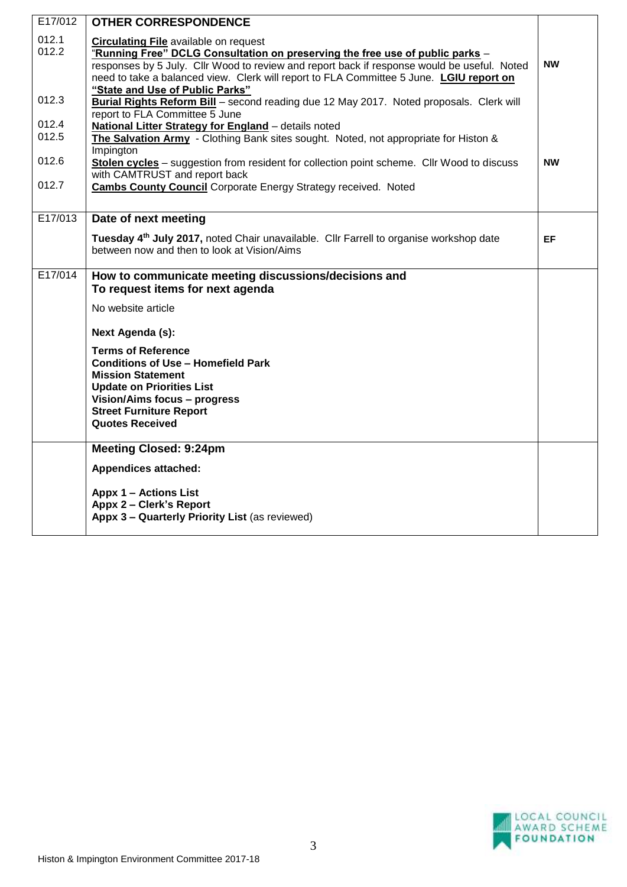| | | |
|---|---|---|
| E17/012 | **OTHER CORRESPONDENCE** | |
| 012.1 | **Circulating File** available on request | |
| 012.2 | "**Running Free" DCLG Consultation on preserving the free use of public parks** – responses by 5 July. Cllr Wood to review and report back if response would be useful. Noted need to take a balanced view. Clerk will report to FLA Committee 5 June. **LGIU report on "State and Use of Public Parks"** | **NW** |
| 012.3 | **Burial Rights Reform Bill** – second reading due 12 May 2017. Noted proposals. Clerk will report to FLA Committee 5 June | |
| 012.4 | **National Litter Strategy for England** – details noted | |
| 012.5 | **The Salvation Army** - Clothing Bank sites sought. Noted, not appropriate for Histon & Impington | |
| 012.6 | **Stolen cycles** – suggestion from resident for collection point scheme. Cllr Wood to discuss with CAMTRUST and report back | **NW** |
| 012.7 | **Cambs County Council** Corporate Energy Strategy received. Noted | |
| E17/013 | **Date of next meeting**<br><br>**Tuesday 4th July 2017,** noted Chair unavailable. Cllr Farrell to organise workshop date between now and then to look at Vision/Aims | **EF** |
| E17/014 | **How to communicate meeting discussions/decisions and To request items for next agenda**<br><br>No website article<br><br>**Next Agenda (s):**<br><br>**Terms of Reference**<br>**Conditions of Use – Homefield Park**<br>**Mission Statement**<br>**Update on Priorities List**<br>**Vision/Aims focus – progress**<br>**Street Furniture Report**<br>**Quotes Received** | |
| | **Meeting Closed: 9:24pm**<br><br>**Appendices attached:**<br><br>**Appx 1 – Actions List**<br>**Appx 2 – Clerk's Report**<br>**Appx 3 – Quarterly Priority List** (as reviewed) | |